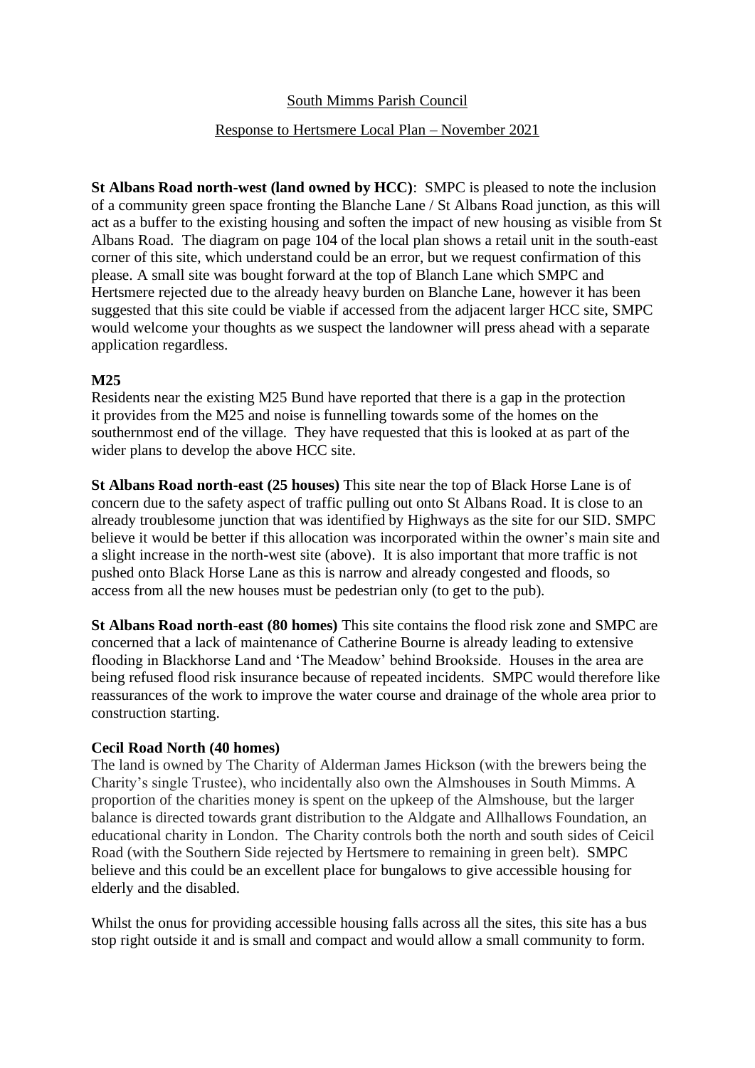South Mimms Parish Council

Response to Hertsmere Local Plan – November 2021

**St Albans Road north-west (land owned by HCC)**: SMPC is pleased to note the inclusion of a community green space fronting the Blanche Lane / St Albans Road junction, as this will act as a buffer to the existing housing and soften the impact of new housing as visible from St Albans Road. The diagram on page 104 of the local plan shows a retail unit in the south-east corner of this site, which understand could be an error, but we request confirmation of this please. A small site was bought forward at the top of Blanch Lane which SMPC and Hertsmere rejected due to the already heavy burden on Blanche Lane, however it has been suggested that this site could be viable if accessed from the adjacent larger HCC site, SMPC would welcome your thoughts as we suspect the landowner will press ahead with a separate application regardless.

**M25**

Residents near the existing M25 Bund have reported that there is a gap in the protection it provides from the M25 and noise is funnelling towards some of the homes on the southernmost end of the village. They have requested that this is looked at as part of the wider plans to develop the above HCC site.

**St Albans Road north-east (25 houses)** This site near the top of Black Horse Lane is of concern due to the safety aspect of traffic pulling out onto St Albans Road. It is close to an already troublesome junction that was identified by Highways as the site for our SID. SMPC believe it would be better if this allocation was incorporated within the owner's main site and a slight increase in the north-west site (above). It is also important that more traffic is not pushed onto Black Horse Lane as this is narrow and already congested and floods, so access from all the new houses must be pedestrian only (to get to the pub).

**St Albans Road north-east (80 homes)** This site contains the flood risk zone and SMPC are concerned that a lack of maintenance of Catherine Bourne is already leading to extensive flooding in Blackhorse Land and 'The Meadow' behind Brookside. Houses in the area are being refused flood risk insurance because of repeated incidents. SMPC would therefore like reassurances of the work to improve the water course and drainage of the whole area prior to construction starting.

**Cecil Road North (40 homes)**

The land is owned by The Charity of Alderman James Hickson (with the brewers being the Charity's single Trustee), who incidentally also own the Almshouses in South Mimms. A proportion of the charities money is spent on the upkeep of the Almshouse, but the larger balance is directed towards grant distribution to the Aldgate and Allhallows Foundation, an educational charity in London. The Charity controls both the north and south sides of Ceicil Road (with the Southern Side rejected by Hertsmere to remaining in green belt). SMPC believe and this could be an excellent place for bungalows to give accessible housing for elderly and the disabled.

Whilst the onus for providing accessible housing falls across all the sites, this site has a bus stop right outside it and is small and compact and would allow a small community to form.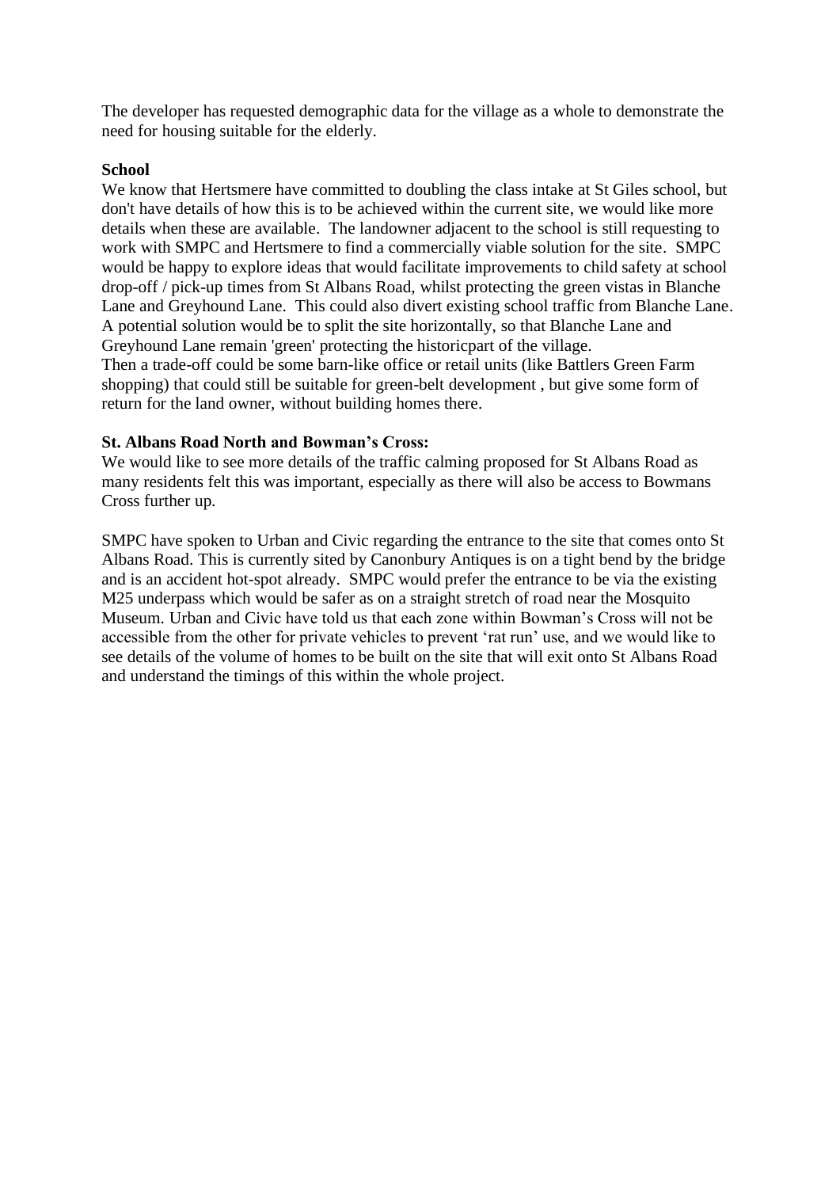The developer has requested demographic data for the village as a whole to demonstrate the need for housing suitable for the elderly.

**School**

We know that Hertsmere have committed to doubling the class intake at St Giles school, but don't have details of how this is to be achieved within the current site, we would like more details when these are available.  The landowner adjacent to the school is still requesting to work with SMPC and Hertsmere to find a commercially viable solution for the site.  SMPC would be happy to explore ideas that would facilitate improvements to child safety at school drop-off / pick-up times from St Albans Road, whilst protecting the green vistas in Blanche Lane and Greyhound Lane.  This could also divert existing school traffic from Blanche Lane. A potential solution would be to split the site horizontally, so that Blanche Lane and Greyhound Lane remain 'green' protecting the historicpart of the village.
Then a trade-off could be some barn-like office or retail units (like Battlers Green Farm shopping) that could still be suitable for green-belt development , but give some form of return for the land owner, without building homes there.

**St. Albans Road North and Bowman's Cross:**

We would like to see more details of the traffic calming proposed for St Albans Road as many residents felt this was important, especially as there will also be access to Bowmans Cross further up.

SMPC have spoken to Urban and Civic regarding the entrance to the site that comes onto St Albans Road. This is currently sited by Canonbury Antiques is on a tight bend by the bridge and is an accident hot-spot already.  SMPC would prefer the entrance to be via the existing M25 underpass which would be safer as on a straight stretch of road near the Mosquito Museum. Urban and Civic have told us that each zone within Bowman's Cross will not be accessible from the other for private vehicles to prevent 'rat run' use, and we would like to see details of the volume of homes to be built on the site that will exit onto St Albans Road and understand the timings of this within the whole project.